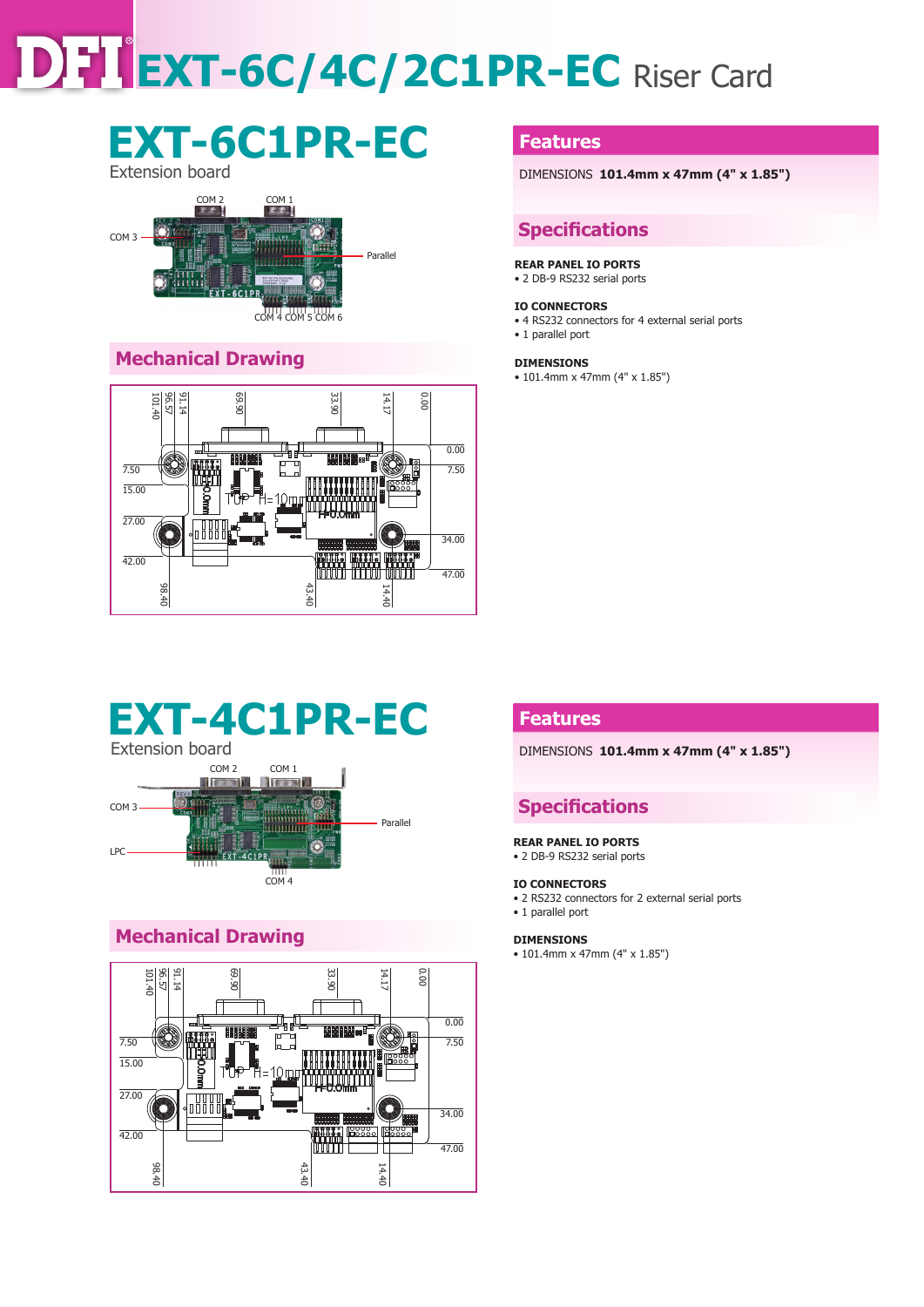# DFI EXT-6C/4C/2C1PR-EC Riser Card

## EXT-6C1PR-EC

Extension board

COM 2 COM 1

COM 3

Parallel

COM 4 COM 5 COM 6

### Mechanical Drawing

### Features

DIMENSIONS **101.4mm x 47mm (4" x 1.85")**

### Specifications

**REAR PANEL IO PORTS**
- 2 DB-9 RS232 serial ports

**IO CONNECTORS**
- 4 RS232 connectors for 4 external serial ports
- 1 parallel port

**DIMENSIONS**
- 101.4mm x 47mm (4" x 1.85")

## EXT-4C1PR-EC

Extension board

COM 2 COM 1

COM 3

Parallel

LPC

COM 4

### Mechanical Drawing

### Features

DIMENSIONS **101.4mm x 47mm (4" x 1.85")**

### Specifications

**REAR PANEL IO PORTS**
- 2 DB-9 RS232 serial ports

**IO CONNECTORS**
- 2 RS232 connectors for 2 external serial ports
- 1 parallel port

**DIMENSIONS**
- 101.4mm x 47mm (4" x 1.85")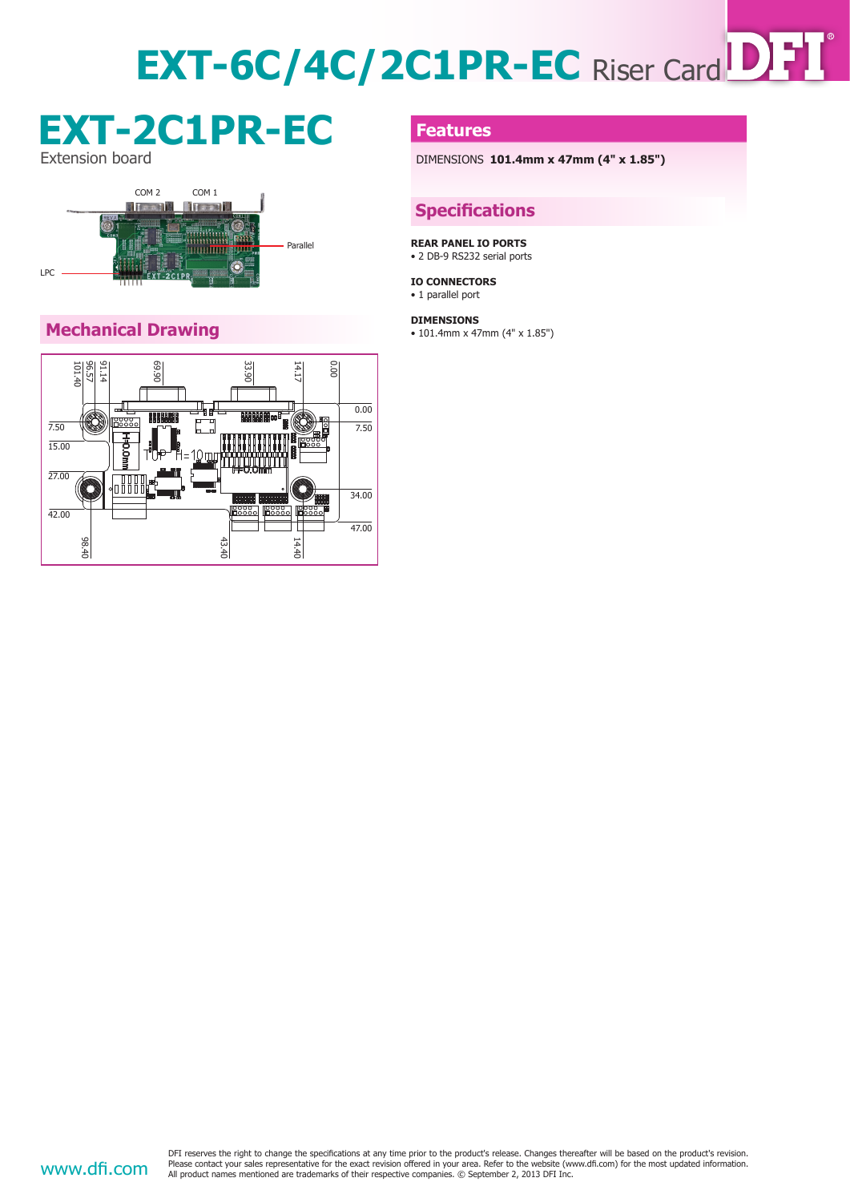# EXT-6C/4C/2C1PR-EC Riser Card

## EXT-2C1PR-EC

Extension board

COM 2
COM 1
Parallel
LPC

## Mechanical Drawing

101.40
96.57
91.14
69.90
33.90
14.17
0.00
0.00
7.50
7.50
15.00
27.00
34.00
42.00
47.00
98.40
43.40
14.40

## Features

DIMENSIONS **101.4mm x 47mm (4" x 1.85")**

## Specifications

**REAR PANEL IO PORTS**
- 2 DB-9 RS232 serial ports

**IO CONNECTORS**
- 1 parallel port

**DIMENSIONS**
- 101.4mm x 47mm (4" x 1.85")

www.dfi.com

DFI reserves the right to change the specifications at any time prior to the product's release. Changes thereafter will be based on the product's revision. Please contact your sales representative for the exact revision offered in your area. Refer to the website (www.dfi.com) for the most updated information. All product names mentioned are trademarks of their respective companies. © September 2, 2013 DFI Inc.